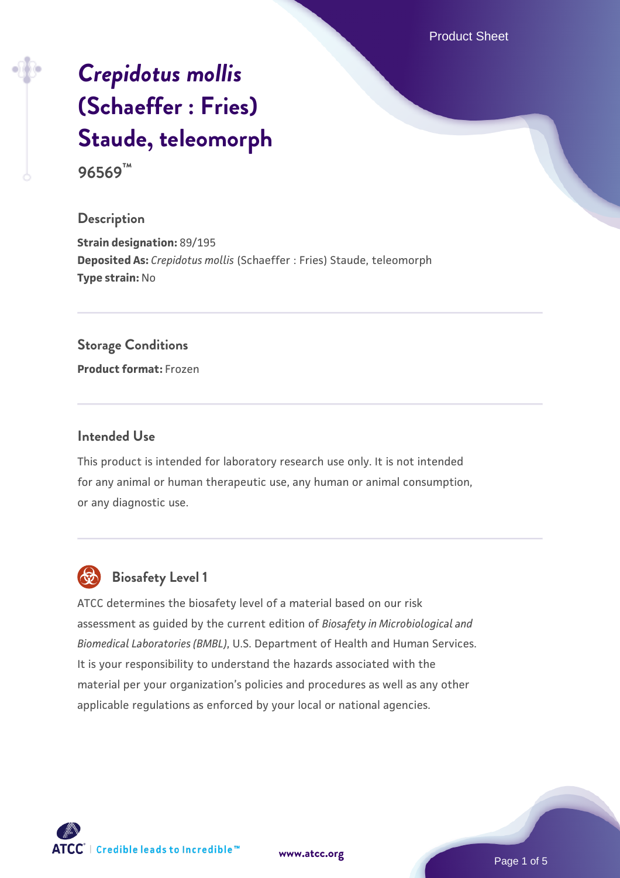# *Crepidotus mollis* (Schaeffer : Fries) Staude, teleomorph

**96569™**

## Description

**Strain designation:** 89/195
**Deposited As:** *Crepidotus mollis* (Schaeffer : Fries) Staude, teleomorph
**Type strain:** No

## Storage Conditions

**Product format:** Frozen

## Intended Use

This product is intended for laboratory research use only. It is not intended for any animal or human therapeutic use, any human or animal consumption, or any diagnostic use.

## Biosafety Level 1

ATCC determines the biosafety level of a material based on our risk assessment as guided by the current edition of *Biosafety in Microbiological and Biomedical Laboratories (BMBL)*, U.S. Department of Health and Human Services. It is your responsibility to understand the hazards associated with the material per your organization's policies and procedures as well as any other applicable regulations as enforced by your local or national agencies.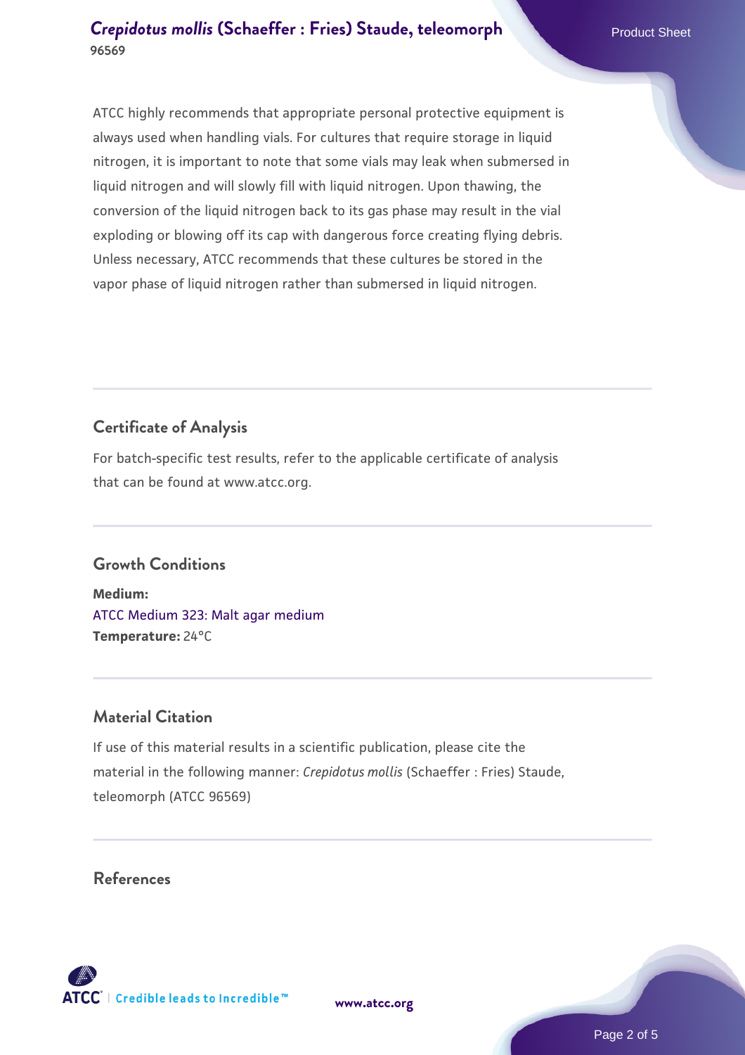ATCC highly recommends that appropriate personal protective equipment is always used when handling vials. For cultures that require storage in liquid nitrogen, it is important to note that some vials may leak when submersed in liquid nitrogen and will slowly fill with liquid nitrogen. Upon thawing, the conversion of the liquid nitrogen back to its gas phase may result in the vial exploding or blowing off its cap with dangerous force creating flying debris. Unless necessary, ATCC recommends that these cultures be stored in the vapor phase of liquid nitrogen rather than submersed in liquid nitrogen.

## Certificate of Analysis

For batch-specific test results, refer to the applicable certificate of analysis that can be found at www.atcc.org.

## Growth Conditions

**Medium:**
ATCC Medium 323: Malt agar medium
**Temperature:** 24°C

## Material Citation

If use of this material results in a scientific publication, please cite the material in the following manner: *Crepidotus mollis* (Schaeffer : Fries) Staude, teleomorph (ATCC 96569)

## References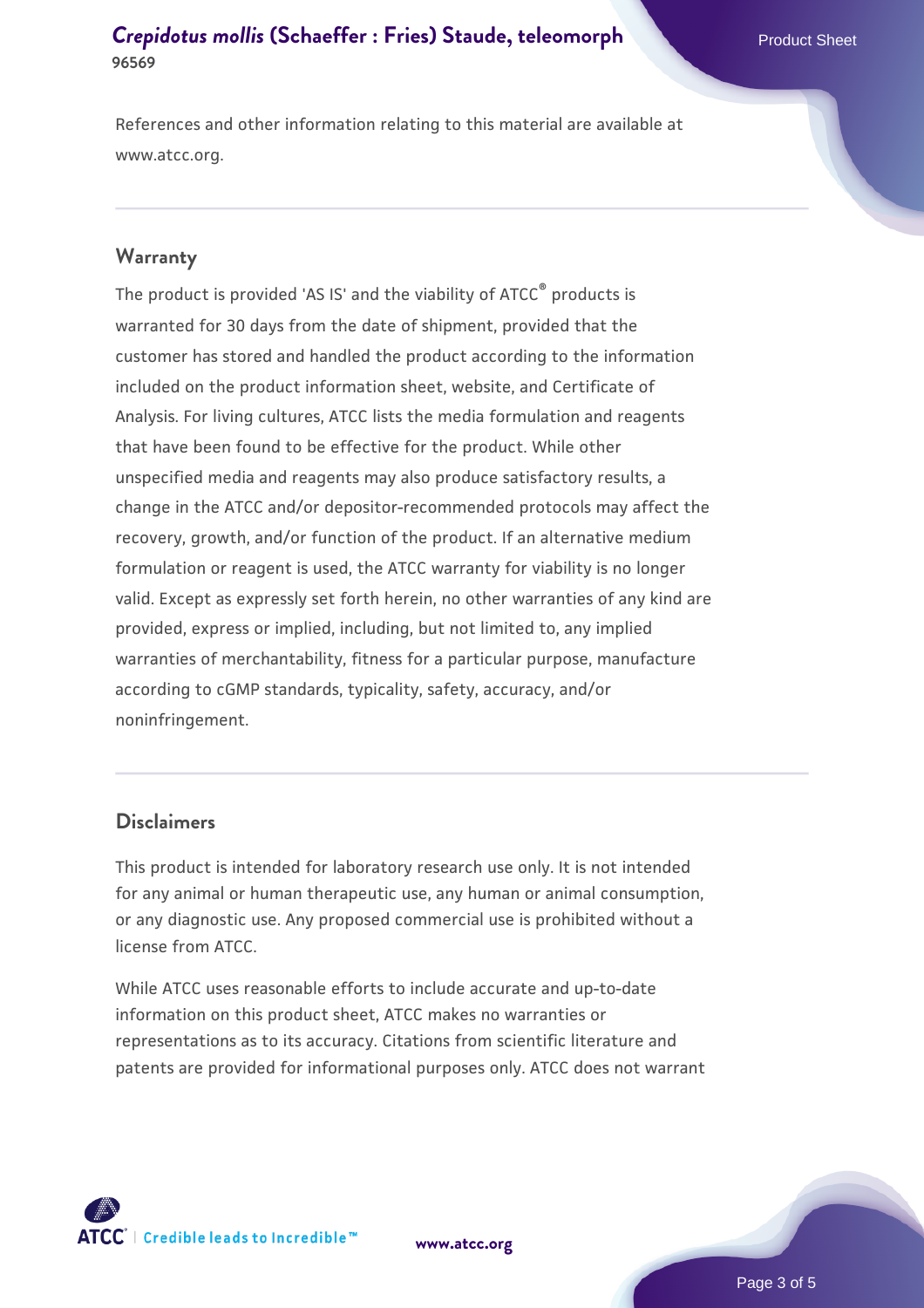References and other information relating to this material are available at www.atcc.org.

## Warranty

The product is provided 'AS IS' and the viability of ATCC® products is warranted for 30 days from the date of shipment, provided that the customer has stored and handled the product according to the information included on the product information sheet, website, and Certificate of Analysis. For living cultures, ATCC lists the media formulation and reagents that have been found to be effective for the product. While other unspecified media and reagents may also produce satisfactory results, a change in the ATCC and/or depositor-recommended protocols may affect the recovery, growth, and/or function of the product. If an alternative medium formulation or reagent is used, the ATCC warranty for viability is no longer valid. Except as expressly set forth herein, no other warranties of any kind are provided, express or implied, including, but not limited to, any implied warranties of merchantability, fitness for a particular purpose, manufacture according to cGMP standards, typicality, safety, accuracy, and/or noninfringement.

## Disclaimers

This product is intended for laboratory research use only. It is not intended for any animal or human therapeutic use, any human or animal consumption, or any diagnostic use. Any proposed commercial use is prohibited without a license from ATCC.

While ATCC uses reasonable efforts to include accurate and up-to-date information on this product sheet, ATCC makes no warranties or representations as to its accuracy. Citations from scientific literature and patents are provided for informational purposes only. ATCC does not warrant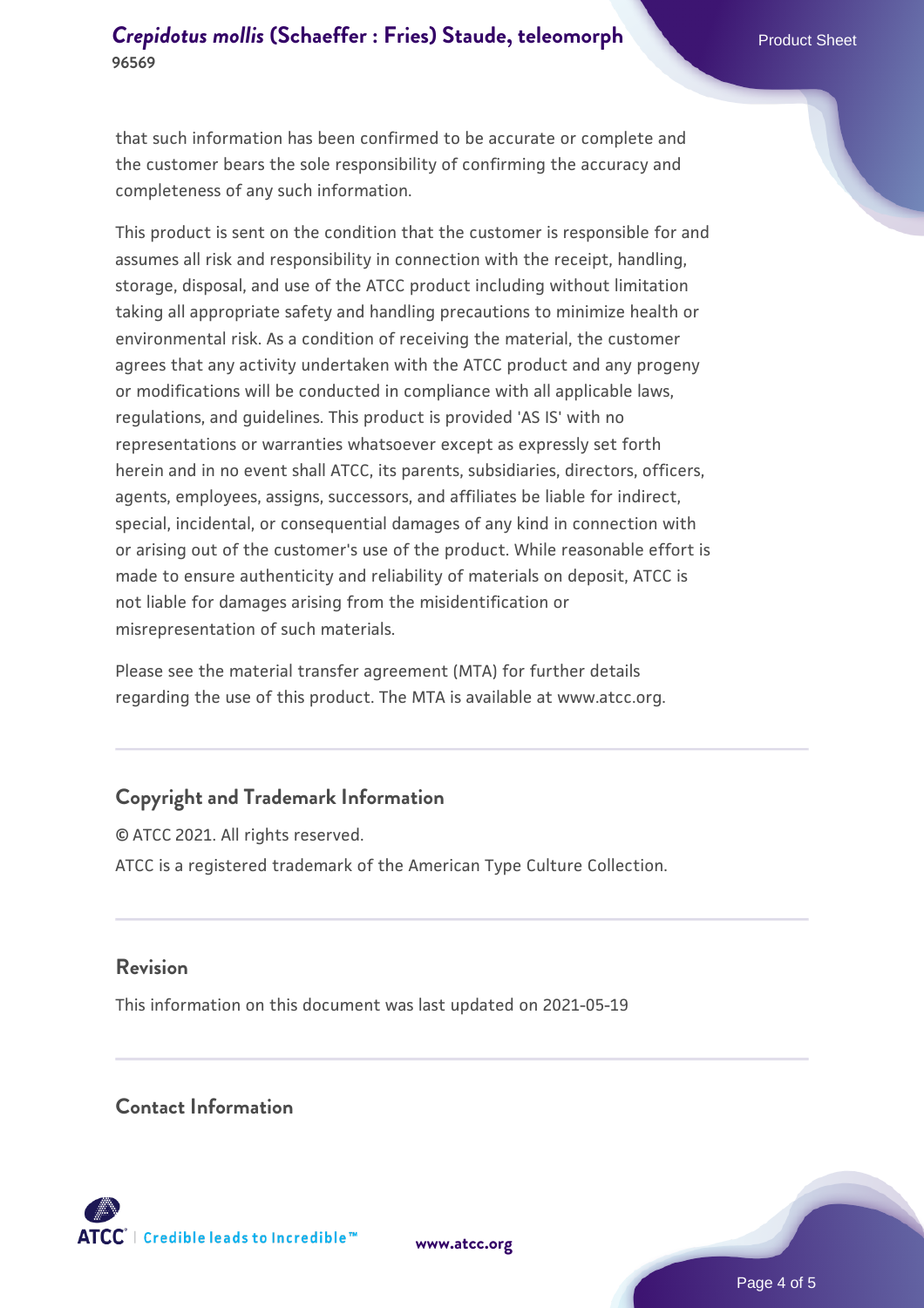that such information has been confirmed to be accurate or complete and the customer bears the sole responsibility of confirming the accuracy and completeness of any such information.

This product is sent on the condition that the customer is responsible for and assumes all risk and responsibility in connection with the receipt, handling, storage, disposal, and use of the ATCC product including without limitation taking all appropriate safety and handling precautions to minimize health or environmental risk. As a condition of receiving the material, the customer agrees that any activity undertaken with the ATCC product and any progeny or modifications will be conducted in compliance with all applicable laws, regulations, and guidelines. This product is provided 'AS IS' with no representations or warranties whatsoever except as expressly set forth herein and in no event shall ATCC, its parents, subsidiaries, directors, officers, agents, employees, assigns, successors, and affiliates be liable for indirect, special, incidental, or consequential damages of any kind in connection with or arising out of the customer's use of the product. While reasonable effort is made to ensure authenticity and reliability of materials on deposit, ATCC is not liable for damages arising from the misidentification or misrepresentation of such materials.

Please see the material transfer agreement (MTA) for further details regarding the use of this product. The MTA is available at www.atcc.org.

## Copyright and Trademark Information

© ATCC 2021. All rights reserved.

ATCC is a registered trademark of the American Type Culture Collection.

## Revision

This information on this document was last updated on 2021-05-19

## Contact Information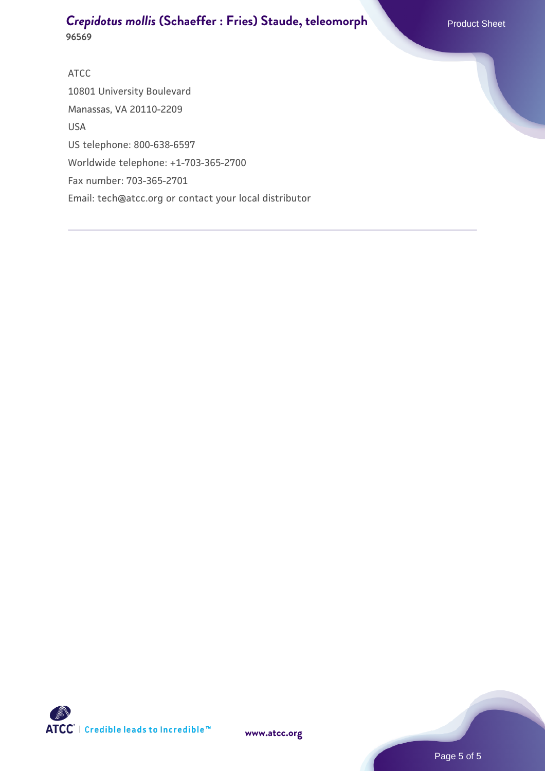ATCC

10801 University Boulevard

Manassas, VA 20110-2209

USA

US telephone: 800-638-6597

Worldwide telephone: +1-703-365-2700

Fax number: 703-365-2701

Email: tech@atcc.org or contact your local distributor